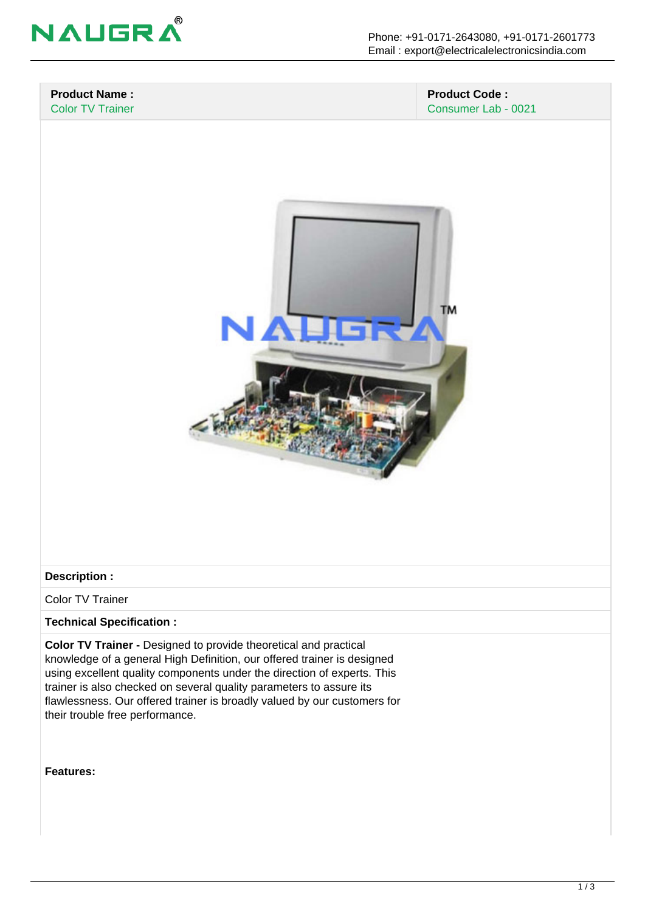| **Product Name :** Color TV Trainer | **Product Code :** Consumer Lab - 0021 |
| --- | --- |

**Description :**

Color TV Trainer

**Technical Specification :**

**Color TV Trainer -** Designed to provide theoretical and practical knowledge of a general High Definition, our offered trainer is designed using excellent quality components under the direction of experts. This trainer is also checked on several quality parameters to assure its flawlessness. Our offered trainer is broadly valued by our customers for their trouble free performance.

**Features:**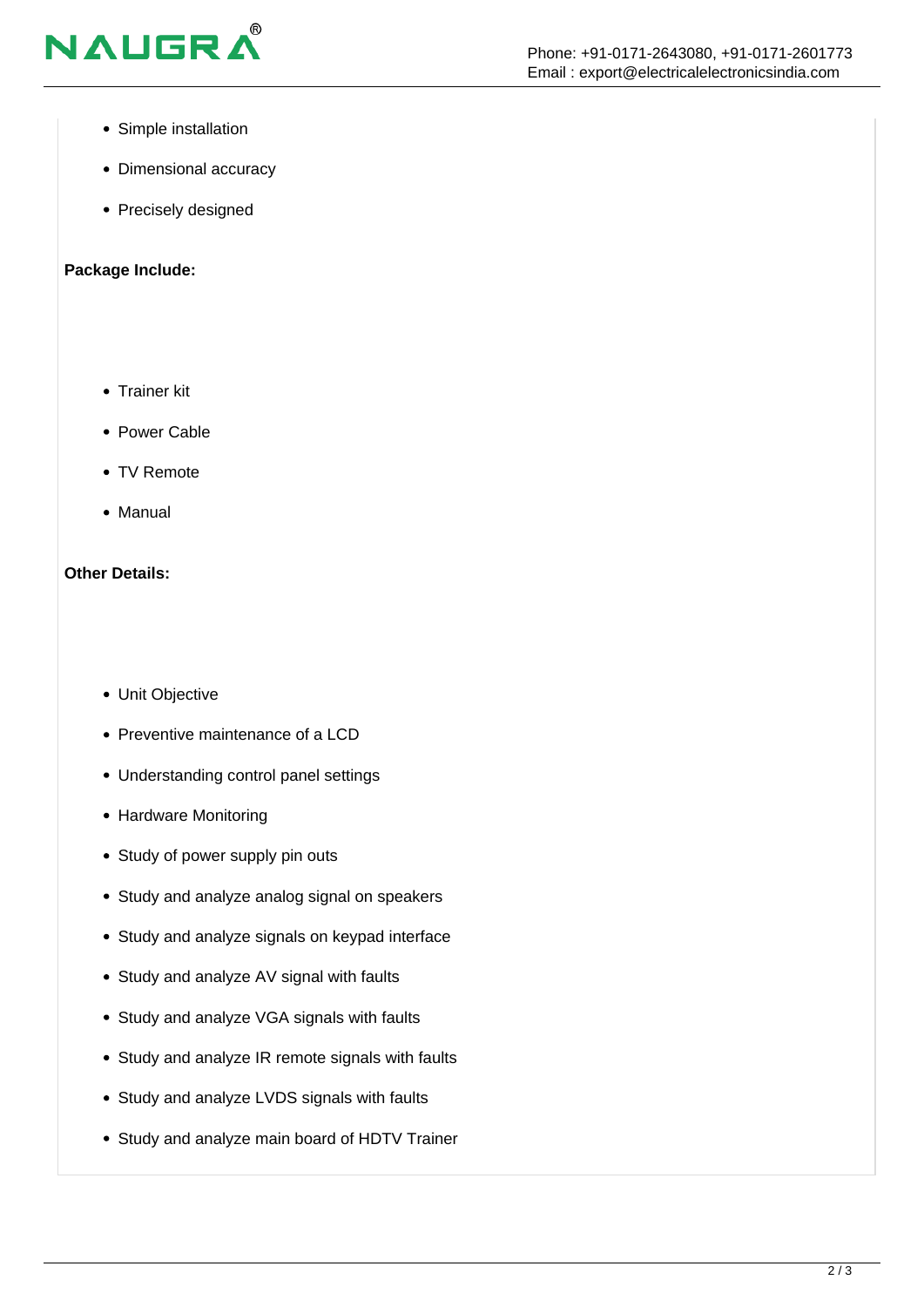- Simple installation
- Dimensional accuracy
- Precisely designed

**Package Include:**

- Trainer kit
- Power Cable
- TV Remote
- Manual

**Other Details:**

- Unit Objective
- Preventive maintenance of a LCD
- Understanding control panel settings
- Hardware Monitoring
- Study of power supply pin outs
- Study and analyze analog signal on speakers
- Study and analyze signals on keypad interface
- Study and analyze AV signal with faults
- Study and analyze VGA signals with faults
- Study and analyze IR remote signals with faults
- Study and analyze LVDS signals with faults
- Study and analyze main board of HDTV Trainer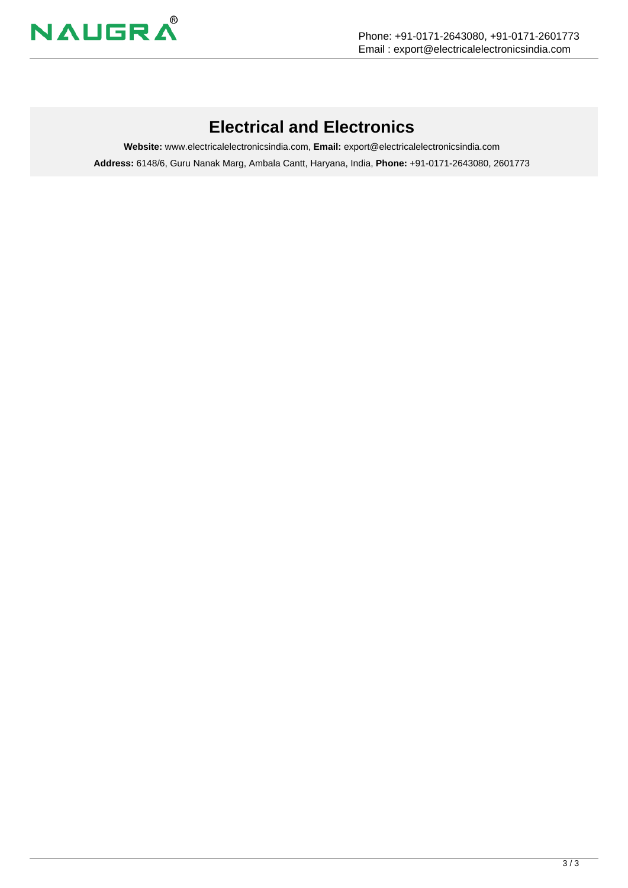# Electrical and Electronics

**Website:** www.electricalelectronicsindia.com, **Email:** export@electricalelectronicsindia.com

**Address:** 6148/6, Guru Nanak Marg, Ambala Cantt, Haryana, India, **Phone:** +91-0171-2643080, 2601773